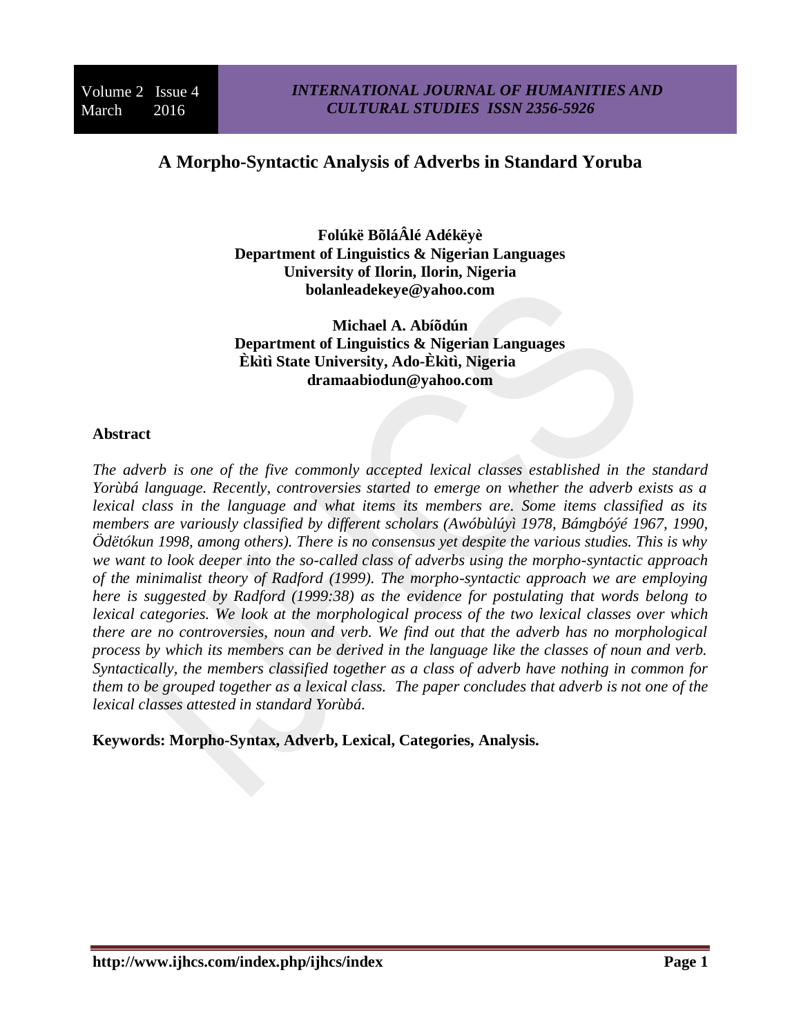# A Morpho-Syntactic Analysis of Adverbs in Standard Yoruba

**Folúkë BõláÂlé Adékëyè**
**Department of Linguistics & Nigerian Languages**
**University of Ilorin, Ilorin, Nigeria**
**bolanleadekeye@yahoo.com**

**Michael A. Abíõdún**
**Department of Linguistics & Nigerian Languages**
**Èkìtì State University, Ado-Èkìtì, Nigeria**
**dramaabiodun@yahoo.com**

## Abstract

*The adverb is one of the five commonly accepted lexical classes established in the standard Yorùbá language. Recently, controversies started to emerge on whether the adverb exists as a lexical class in the language and what items its members are. Some items classified as its members are variously classified by different scholars (Awóbùlúyì 1978, Bámgbóýé 1967, 1990, Ödëtókun 1998, among others). There is no consensus yet despite the various studies. This is why we want to look deeper into the so-called class of adverbs using the morpho-syntactic approach of the minimalist theory of Radford (1999). The morpho-syntactic approach we are employing here is suggested by Radford (1999:38) as the evidence for postulating that words belong to lexical categories. We look at the morphological process of the two lexical classes over which there are no controversies, noun and verb. We find out that the adverb has no morphological process by which its members can be derived in the language like the classes of noun and verb. Syntactically, the members classified together as a class of adverb have nothing in common for them to be grouped together as a lexical class. The paper concludes that adverb is not one of the lexical classes attested in standard Yorùbá.*

**Keywords: Morpho-Syntax, Adverb, Lexical, Categories, Analysis.**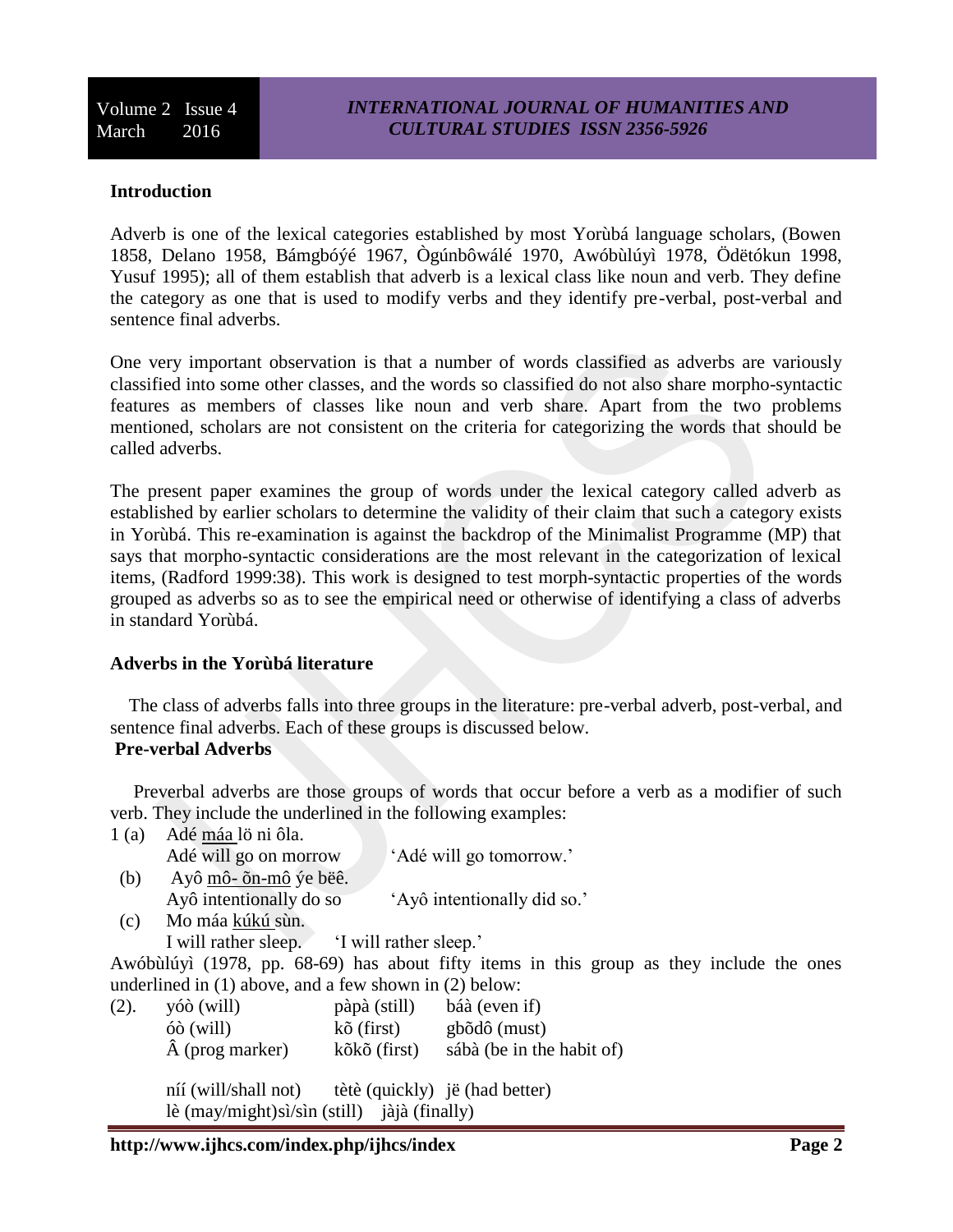## Introduction

Adverb is one of the lexical categories established by most Yorùbá language scholars, (Bowen 1858, Delano 1958, Bámgbóýé 1967, Ògúnbôwálé 1970, Awóbùlúyì 1978, Ödëtókun 1998, Yusuf 1995); all of them establish that adverb is a lexical class like noun and verb. They define the category as one that is used to modify verbs and they identify pre-verbal, post-verbal and sentence final adverbs.

One very important observation is that a number of words classified as adverbs are variously classified into some other classes, and the words so classified do not also share morpho-syntactic features as members of classes like noun and verb share. Apart from the two problems mentioned, scholars are not consistent on the criteria for categorizing the words that should be called adverbs.

The present paper examines the group of words under the lexical category called adverb as established by earlier scholars to determine the validity of their claim that such a category exists in Yorùbá. This re-examination is against the backdrop of the Minimalist Programme (MP) that says that morpho-syntactic considerations are the most relevant in the categorization of lexical items, (Radford 1999:38). This work is designed to test morph-syntactic properties of the words grouped as adverbs so as to see the empirical need or otherwise of identifying a class of adverbs in standard Yorùbá.

## Adverbs in the Yorùbá literature

The class of adverbs falls into three groups in the literature: pre-verbal adverb, post-verbal, and sentence final adverbs. Each of these groups is discussed below.

### Pre-verbal Adverbs

Preverbal adverbs are those groups of words that occur before a verb as a modifier of such verb. They include the underlined in the following examples:

1 (a) Adé <u>máa</u> lö ni ôla.
Adé will go on morrow    'Adé will go tomorrow.'

(b) Ayô <u>mô- õn-mô</u> ýe bëê.
Ayô intentionally do so    'Ayô intentionally did so.'

(c) Mo máa <u>kúkú</u> sùn.
I will rather sleep.    'I will rather sleep.'

Awóbùlúyì (1978, pp. 68-69) has about fifty items in this group as they include the ones underlined in (1) above, and a few shown in (2) below:

(2). yóò (will)    pàpà (still)    báà (even if)
óò (will)    kõ (first)    gbõdô (must)
 (prog marker)    kõkõ (first)    sábà (be in the habit of)

níí (will/shall not)    tètè (quickly)    jë (had better)
lè (may/might)sì/sìn (still)    jàjà (finally)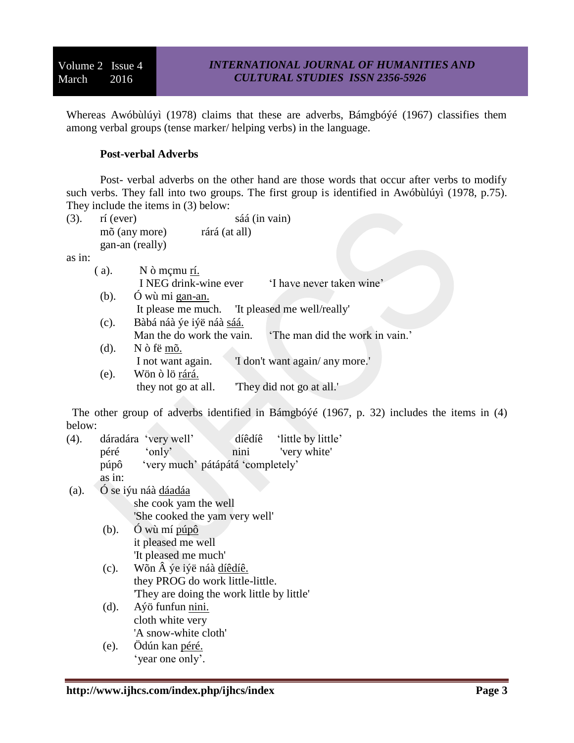Whereas Awóbùlúyì (1978) claims that these are adverbs, Bámgbóýé (1967) classifies them among verbal groups (tense marker/ helping verbs) in the language.

### Post-verbal Adverbs

Post- verbal adverbs on the other hand are those words that occur after verbs to modify such verbs. They fall into two groups. The first group is identified in Awóbùlúyì (1978, p.75). They include the items in (3) below:

(3). rí (ever) sáá (in vain)
mõ (any more) rárá (at all)
gan-an (really)

as in:

(a). N ò mçmu rí.
I NEG drink-wine ever ‘I have never taken wine’

(b). Ó wù mi gan-an.
It please me much. 'It pleased me well/really'

(c). Bàbá náà ýe iýë náà sáá.
Man the do work the vain. ‘The man did the work in vain.’

(d). N ò fë mõ.
I not want again. 'I don't want again/ any more.'

(e). Wön ò lö rárá.
they not go at all. 'They did not go at all.'

The other group of adverbs identified in Bámgbóýé (1967, p. 32) includes the items in (4) below:

(4). dáradára ‘very well’ díêdíê ‘little by little’
péré ‘only’ nini 'very white'
púpô ‘very much’ pátápátá ‘completely’
as in:

(a). Ó se iýu náà dáadáa
she cook yam the well
'She cooked the yam very well'

(b). Ó wù mí púpô
it pleased me well
'It pleased me much'

(c). Wõn Â ýe iýë náà díêdíê.
they PROG do work little-little.
'They are doing the work little by little'

(d). Aýö funfun nini.
cloth white very
'A snow-white cloth'

(e). Ödún kan péré.
‘year one only’.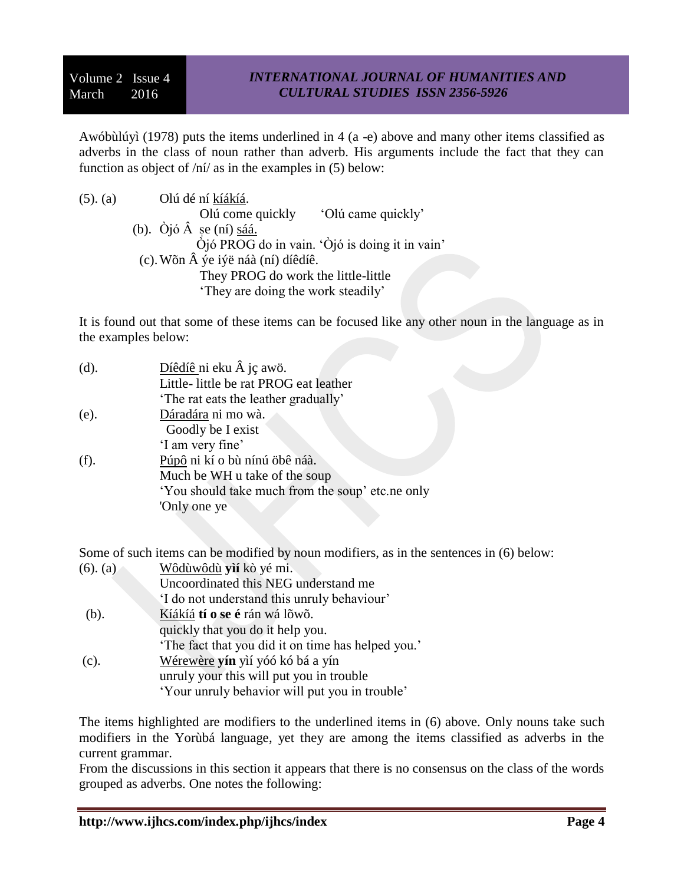Awóbùlúyì (1978) puts the items underlined in 4 (a -e) above and many other items classified as adverbs in the class of noun rather than adverb. His arguments include the fact that they can function as object of /ní/ as in the examples in (5) below:

(5). (a) Olú dé ní <u>kíákíá</u>.
Olú come quickly 'Olú came quickly'

(b). Òjó Â ṣe (ní) <u>sáá.</u>
Òjó PROG do in vain. 'Òjó is doing it in vain'

(c). Wõn Â ýe iýë náà (ní) díêdíê.
They PROG do work the little-little
'They are doing the work steadily'

It is found out that some of these items can be focused like any other noun in the language as in the examples below:

(d). <u>Díêdíê</u> ni eku Â jç awö.
Little- little be rat PROG eat leather
'The rat eats the leather gradually'

(e). <u>Dáradára</u> ni mo wà.
Goodly be I exist
'I am very fine'

(f). <u>Púpô</u> ni kí o bù nínú öbê náà.
Much be WH u take of the soup
'You should take much from the soup' etc.ne only
'Only one ye

Some of such items can be modified by noun modifiers, as in the sentences in (6) below:

(6). (a) <u>Wôdùwôdù</u> **yìí** kò yé mi.
Uncoordinated this NEG understand me
'I do not understand this unruly behaviour'

(b). <u>Kíákíá</u> **tí o se é** rán wá lõwõ.
quickly that you do it help you.
'The fact that you did it on time has helped you.'

(c). <u>Wérewère</u> **yín** yìí yóó kó bá a yín
unruly your this will put you in trouble
'Your unruly behavior will put you in trouble'

The items highlighted are modifiers to the underlined items in (6) above. Only nouns take such modifiers in the Yorùbá language, yet they are among the items classified as adverbs in the current grammar.
From the discussions in this section it appears that there is no consensus on the class of the words grouped as adverbs. One notes the following: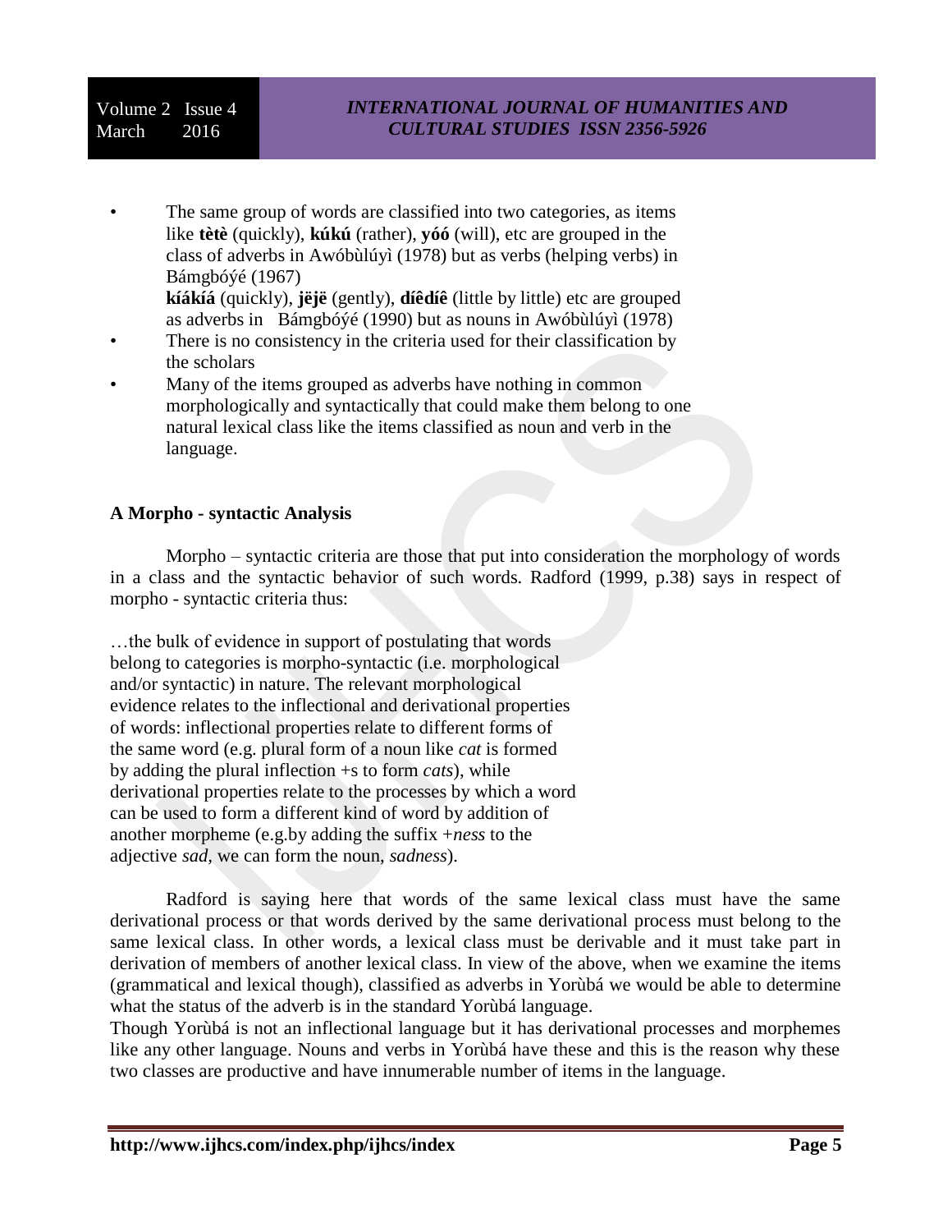- The same group of words are classified into two categories, as items like **tètè** (quickly), **kúkú** (rather), **yóó** (will), etc are grouped in the class of adverbs in Awóbùlúyì (1978) but as verbs (helping verbs) in Bámgbóýé (1967)
  **kíákíá** (quickly), **jëjë** (gently), **díêdíê** (little by little) etc are grouped as adverbs in Bámgbóýé (1990) but as nouns in Awóbùlúyì (1978)
- There is no consistency in the criteria used for their classification by the scholars
- Many of the items grouped as adverbs have nothing in common morphologically and syntactically that could make them belong to one natural lexical class like the items classified as noun and verb in the language.

**A Morpho - syntactic Analysis**

Morpho – syntactic criteria are those that put into consideration the morphology of words in a class and the syntactic behavior of such words. Radford (1999, p.38) says in respect of morpho - syntactic criteria thus:

…the bulk of evidence in support of postulating that words belong to categories is morpho-syntactic (i.e. morphological and/or syntactic) in nature. The relevant morphological evidence relates to the inflectional and derivational properties of words: inflectional properties relate to different forms of the same word (e.g. plural form of a noun like *cat* is formed by adding the plural inflection +s to form *cats*), while derivational properties relate to the processes by which a word can be used to form a different kind of word by addition of another morpheme (e.g.by adding the suffix +*ness* to the adjective *sad*, we can form the noun, *sadness*).

Radford is saying here that words of the same lexical class must have the same derivational process or that words derived by the same derivational process must belong to the same lexical class. In other words, a lexical class must be derivable and it must take part in derivation of members of another lexical class. In view of the above, when we examine the items (grammatical and lexical though), classified as adverbs in Yorùbá we would be able to determine what the status of the adverb is in the standard Yorùbá language.

Though Yorùbá is not an inflectional language but it has derivational processes and morphemes like any other language. Nouns and verbs in Yorùbá have these and this is the reason why these two classes are productive and have innumerable number of items in the language.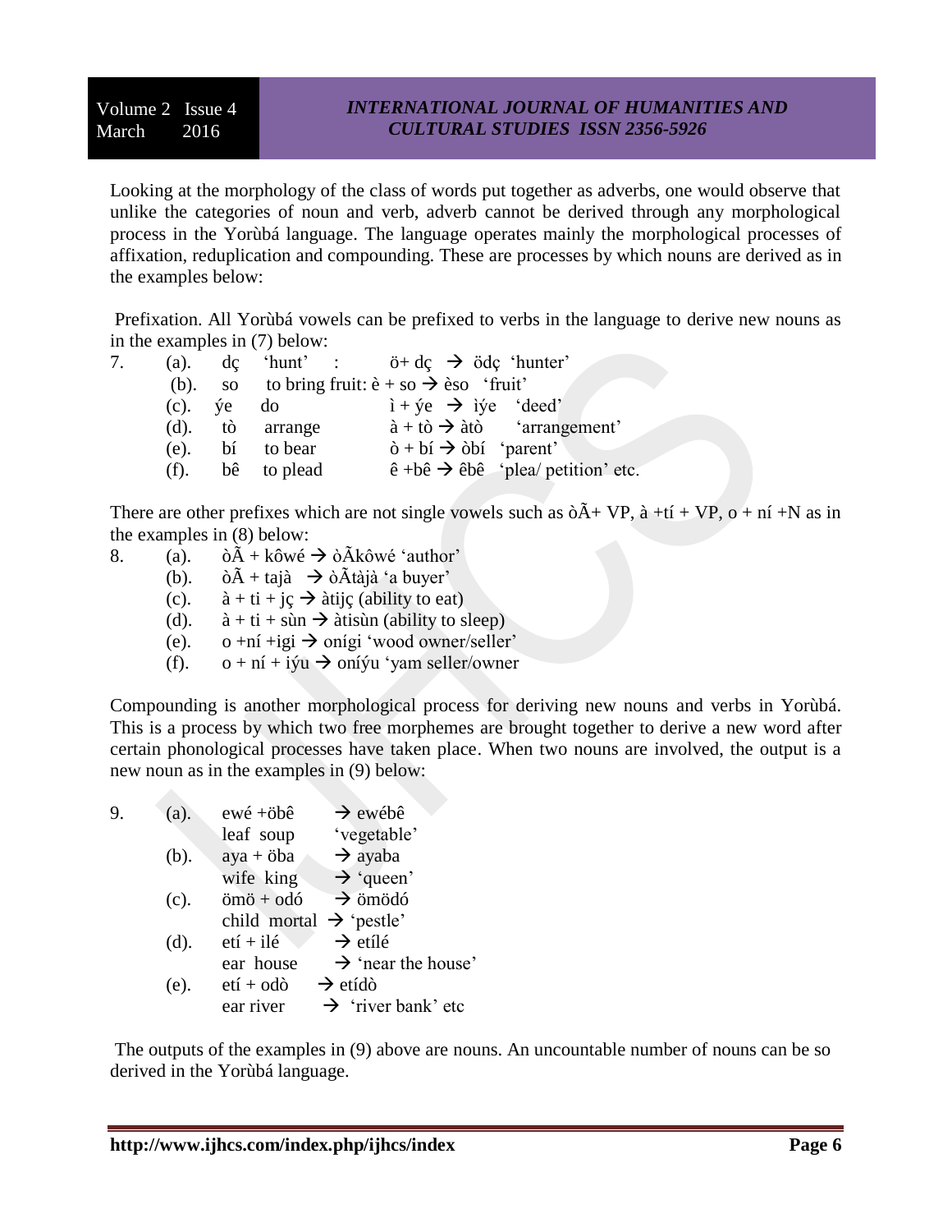Looking at the morphology of the class of words put together as adverbs, one would observe that unlike the categories of noun and verb, adverb cannot be derived through any morphological process in the Yorùbá language. The language operates mainly the morphological processes of affixation, reduplication and compounding. These are processes by which nouns are derived as in the examples below:

Prefixation. All Yorùbá vowels can be prefixed to verbs in the language to derive new nouns as in the examples in (7) below:

7. (a). dç 'hunt' : ö+ dç → ödç 'hunter'
   (b). so to bring fruit: è + so → èso 'fruit'
   (c). ýe do ì + ýe → ìýe 'deed'
   (d). tò arrange à + tò → àtò 'arrangement'
   (e). bí to bear ò + bí → òbí 'parent'
   (f). bê to plead ê +bê → êbê 'plea/ petition' etc.

There are other prefixes which are not single vowels such as òÃ+ VP, à +tí + VP, o + ní +N as in the examples in (8) below:

8. (a). òÃ + kôwé → òÃkôwé 'author'
   (b). òÃ + tajà → òÃtàjà 'a buyer'
   (c). à + ti + jç → àtijç (ability to eat)
   (d). à + ti + sùn → àtisùn (ability to sleep)
   (e). o +ní +igi → onígi 'wood owner/seller'
   (f). o + ní + iýu → oníýu 'yam seller/owner

Compounding is another morphological process for deriving new nouns and verbs in Yorùbá. This is a process by which two free morphemes are brought together to derive a new word after certain phonological processes have taken place. When two nouns are involved, the output is a new noun as in the examples in (9) below:

9. (a). ewé +öbê → ewébê
   leaf soup 'vegetable'
   (b). aya + öba → ayaba
   wife king → 'queen'
   (c). ömö + odó → ömödó
   child mortal → 'pestle'
   (d). etí + ilé → etílé
   ear house → 'near the house'
   (e). etí + odò → etídò
   ear river → 'river bank' etc

The outputs of the examples in (9) above are nouns. An uncountable number of nouns can be so derived in the Yorùbá language.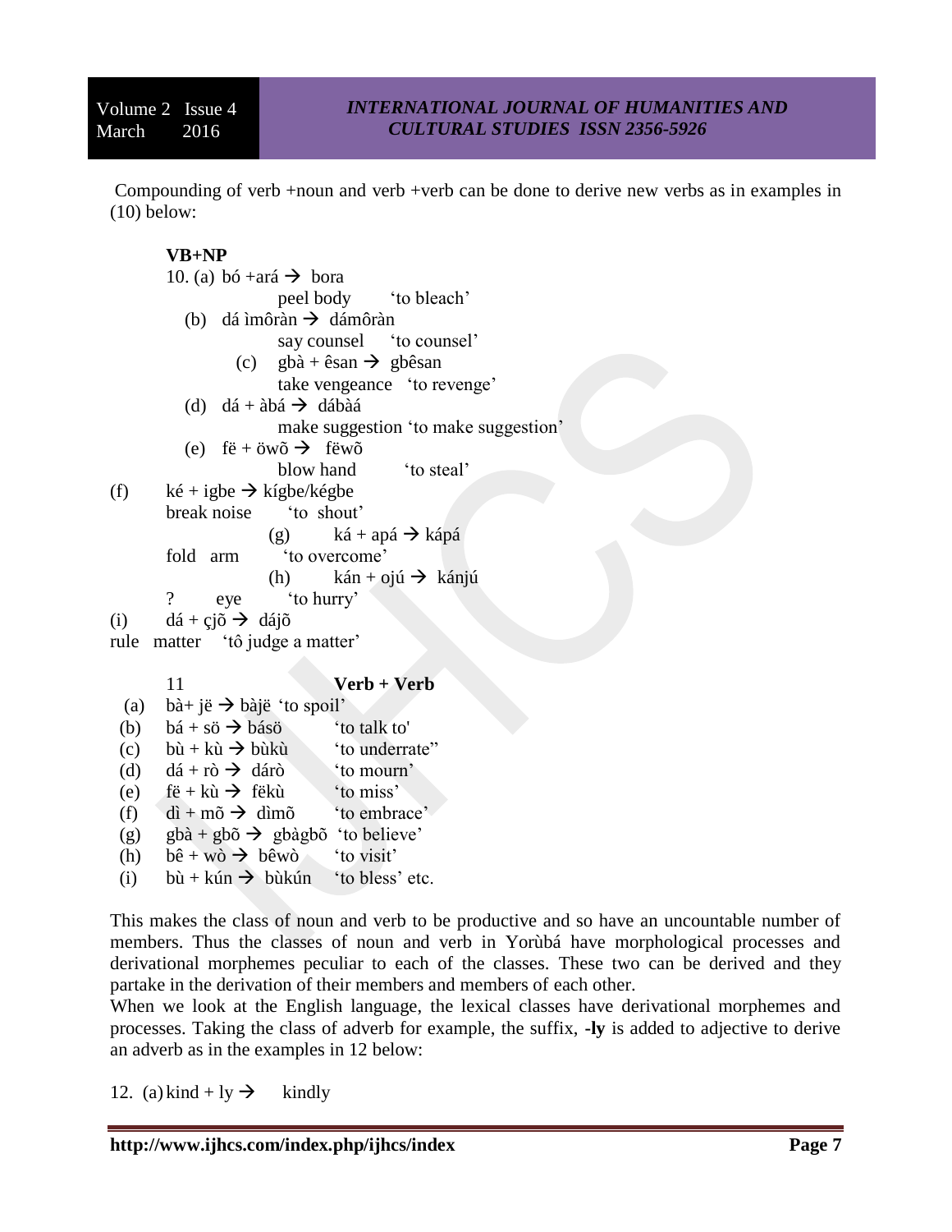Compounding of verb +noun and verb +verb can be done to derive new verbs as in examples in (10) below:

**VB+NP**

10. (a) bó +ará → bora
    peel body 'to bleach'
  (b) dá ìmôràn → dámôràn
    say counsel 'to counsel'
  (c) gbà + êsan → gbêsan
    take vengeance 'to revenge'
  (d) dá + àbá → dábàá
    make suggestion 'to make suggestion'
  (e) fë + öwõ → fëwõ
    blow hand 'to steal'
  (f) ké + igbe → kígbe/kégbe
    break noise 'to shout'
  (g) ká + apá → kápá
    fold arm 'to overcome'
  (h) kán + ojú → kánjú
    ? eye 'to hurry'
  (i) dá + çjõ → dájõ
    rule matter 'tô judge a matter'

11 **Verb + Verb**

(a) bà+ jë → bàjë 'to spoil'
(b) bá + sö → básö 'to talk to'
(c) bù + kù → bùkù 'to underrate"
(d) dá + rò → dárò 'to mourn'
(e) fë + kù → fëkù 'to miss'
(f) dì + mõ → dìmõ 'to embrace'
(g) gbà + gbõ → gbàgbõ 'to believe'
(h) bê + wò → bêwò 'to visit'
(i) bù + kún → bùkún 'to bless' etc.

This makes the class of noun and verb to be productive and so have an uncountable number of members. Thus the classes of noun and verb in Yorùbá have morphological processes and derivational morphemes peculiar to each of the classes. These two can be derived and they partake in the derivation of their members and members of each other.

When we look at the English language, the lexical classes have derivational morphemes and processes. Taking the class of adverb for example, the suffix, **-ly** is added to adjective to derive an adverb as in the examples in 12 below:

12. (a) kind + ly → kindly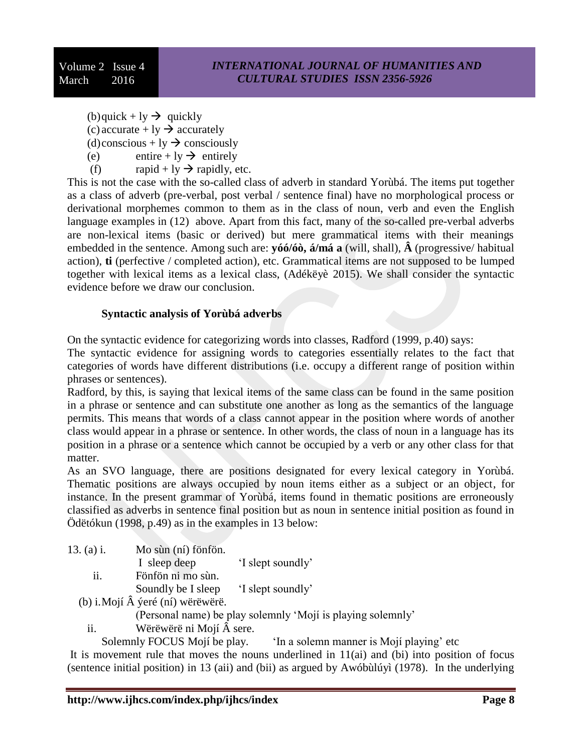(b) quick + ly → quickly
(c) accurate + ly → accurately
(d) conscious + ly → consciously
(e) entire + ly → entirely
(f) rapid + ly → rapidly, etc.

This is not the case with the so-called class of adverb in standard Yorùbá. The items put together as a class of adverb (pre-verbal, post verbal / sentence final) have no morphological process or derivational morphemes common to them as in the class of noun, verb and even the English language examples in (12) above. Apart from this fact, many of the so-called pre-verbal adverbs are non-lexical items (basic or derived) but mere grammatical items with their meanings embedded in the sentence. Among such are: **yóó/óò, á/má a** (will, shall), **Â** (progressive/ habitual action), **ti** (perfective / completed action), etc. Grammatical items are not supposed to be lumped together with lexical items as a lexical class, (Adékëyè 2015). We shall consider the syntactic evidence before we draw our conclusion.

### Syntactic analysis of Yorùbá adverbs

On the syntactic evidence for categorizing words into classes, Radford (1999, p.40) says:

The syntactic evidence for assigning words to categories essentially relates to the fact that categories of words have different distributions (i.e. occupy a different range of position within phrases or sentences).

Radford, by this, is saying that lexical items of the same class can be found in the same position in a phrase or sentence and can substitute one another as long as the semantics of the language permits. This means that words of a class cannot appear in the position where words of another class would appear in a phrase or sentence. In other words, the class of noun in a language has its position in a phrase or a sentence which cannot be occupied by a verb or any other class for that matter.

As an SVO language, there are positions designated for every lexical category in Yorùbá. Thematic positions are always occupied by noun items either as a subject or an object, for instance. In the present grammar of Yorùbá, items found in thematic positions are erroneously classified as adverbs in sentence final position but as noun in sentence initial position as found in Ödëtókun (1998, p.49) as in the examples in 13 below:

13. (a) i. Mo sùn (ní) fönfön.
I sleep deep 'I slept soundly'

ii. Fönfön ni mo sùn.
Soundly be I sleep 'I slept soundly'

(b) i. Mojí Â ýeré (ní) wërëwërë.
(Personal name) be play solemnly 'Mojí is playing solemnly'

ii. Wërëwërë ni Mojí Â sere.
Solemnly FOCUS Mojí be play. 'In a solemn manner is Mojí playing' etc

It is movement rule that moves the nouns underlined in 11(ai) and (bi) into position of focus (sentence initial position) in 13 (aii) and (bii) as argued by Awóbùlúyì (1978). In the underlying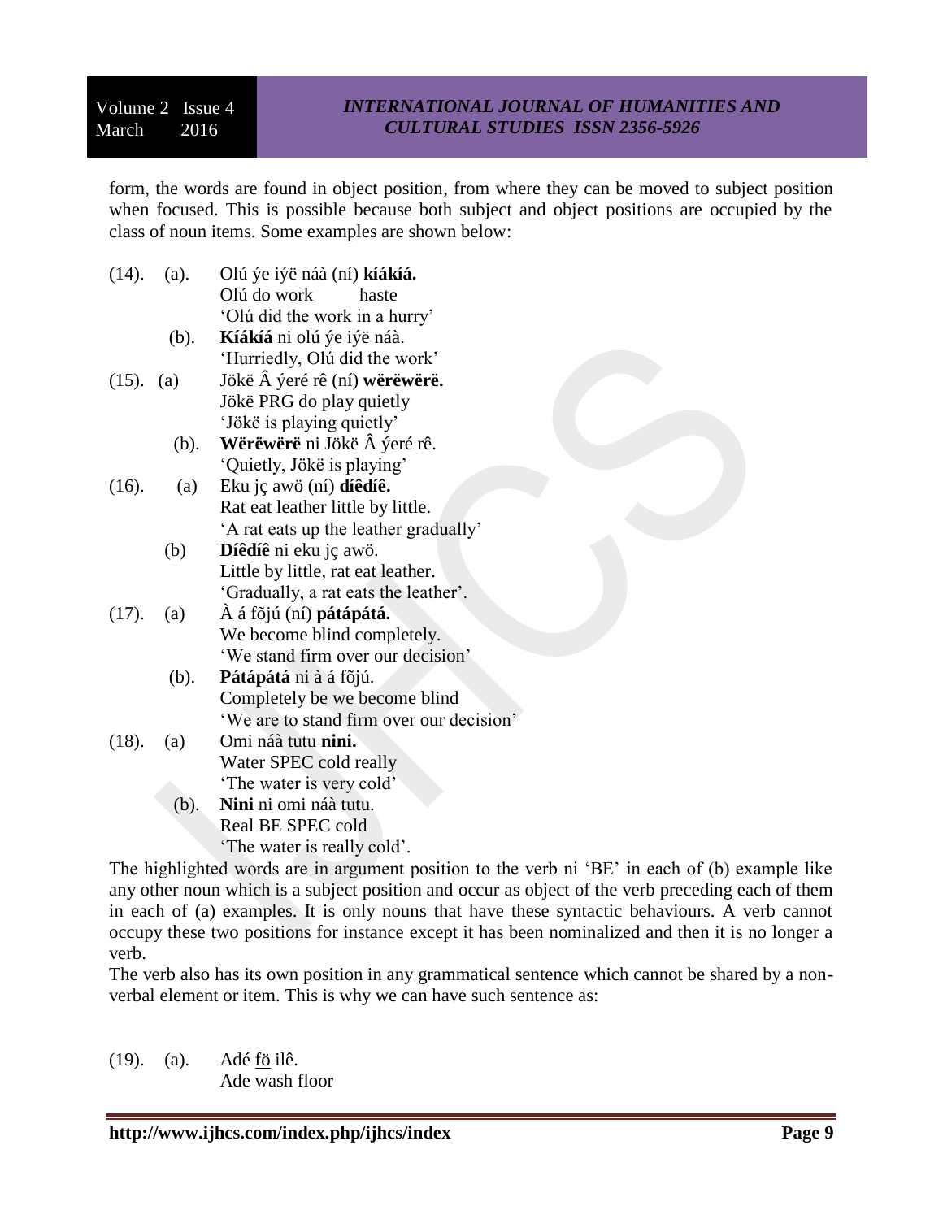form, the words are found in object position, from where they can be moved to subject position when focused. This is possible because both subject and object positions are occupied by the class of noun items. Some examples are shown below:

(14). (a). Olú ýe iýë náà (ní) **kíákíá.**
Olú do work haste
'Olú did the work in a hurry'

(b). **Kíákíá** ni olú ýe iýë náà.
'Hurriedly, Olú did the work'

(15). (a) Jökë Â ýeré rê (ní) **wërëwërë.**
Jökë PRG do play quietly
'Jökë is playing quietly'

(b). **Wërëwërë** ni Jökë Â ýeré rê.
'Quietly, Jökë is playing'

(16). (a) Eku jç awö (ní) **díêdíê.**
Rat eat leather little by little.
'A rat eats up the leather gradually'

(b) **Díêdíê** ni eku jç awö.
Little by little, rat eat leather.
'Gradually, a rat eats the leather'.

(17). (a) À á fõjú (ní) **pátápátá.**
We become blind completely.
'We stand firm over our decision'

(b). **Pátápátá** ni à á fõjú.
Completely be we become blind
'We are to stand firm over our decision'

(18). (a) Omi náà tutu **nini.**
Water SPEC cold really
'The water is very cold'

(b). **Nini** ni omi náà tutu.
Real BE SPEC cold
'The water is really cold'.

The highlighted words are in argument position to the verb ni 'BE' in each of (b) example like any other noun which is a subject position and occur as object of the verb preceding each of them in each of (a) examples. It is only nouns that have these syntactic behaviours. A verb cannot occupy these two positions for instance except it has been nominalized and then it is no longer a verb.

The verb also has its own position in any grammatical sentence which cannot be shared by a non-verbal element or item. This is why we can have such sentence as:

(19). (a). Adé <u>fö</u> ilê.
Ade wash floor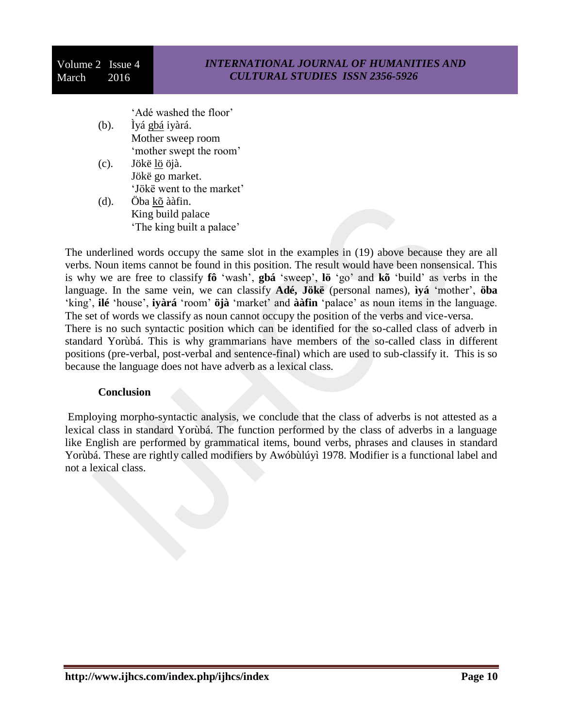'Adé washed the floor'

(b). Ìyá <u>gbá</u> iyàrá.
Mother sweep room
'mother swept the room'

(c). Jökë <u>lö</u> öjà.
Jökë go market.
'Jökë went to the market'

(d). Öba <u>kõ</u> ààfin.
King build palace
'The king built a palace'

The underlined words occupy the same slot in the examples in (19) above because they are all verbs. Noun items cannot be found in this position. The result would have been nonsensical. This is why we are free to classify **fô** 'wash', **gbá** 'sweep', **lö** 'go' and **kõ** 'build' as verbs in the language. In the same vein, we can classify **Adé, Jökë** (personal names), **ìyá** 'mother', **öba** 'king', **ilé** 'house', **iyàrá** 'room' **öjà** 'market' and **ààfin** 'palace' as noun items in the language. The set of words we classify as noun cannot occupy the position of the verbs and vice-versa.
There is no such syntactic position which can be identified for the so-called class of adverb in standard Yorùbá. This is why grammarians have members of the so-called class in different positions (pre-verbal, post-verbal and sentence-final) which are used to sub-classify it. This is so because the language does not have adverb as a lexical class.

### Conclusion

Employing morpho-syntactic analysis, we conclude that the class of adverbs is not attested as a lexical class in standard Yorùbá. The function performed by the class of adverbs in a language like English are performed by grammatical items, bound verbs, phrases and clauses in standard Yorùbá. These are rightly called modifiers by Awóbùlúyì 1978. Modifier is a functional label and not a lexical class.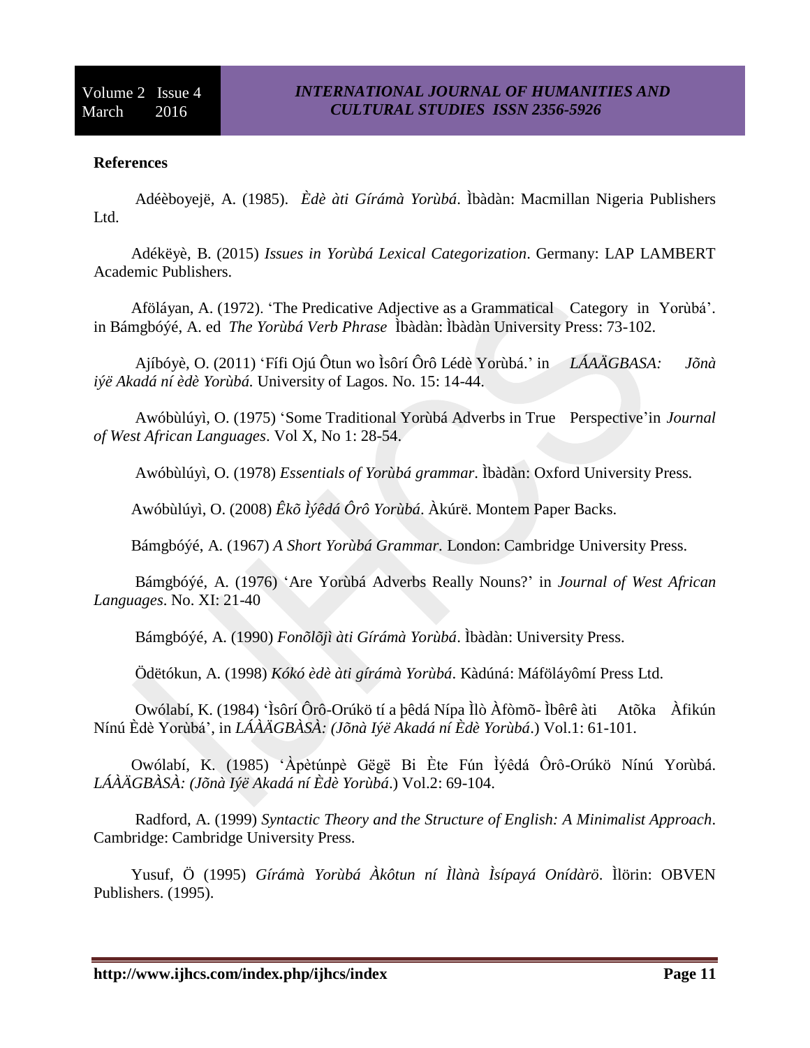**References**

Adéèboyejë, A. (1985). *Èdè àti Gírámà Yorùbá*. Ìbàdàn: Macmillan Nigeria Publishers Ltd.

Adékëyè, B. (2015) *Issues in Yorùbá Lexical Categorization*. Germany: LAP LAMBERT Academic Publishers.

Afölàyan, A. (1972). 'The Predicative Adjective as a Grammatical Category in Yorùbá'. in Bámgbóýé, A. ed *The Yorùbá Verb Phrase* Ìbàdàn: Ìbàdàn University Press: 73-102.

Ajíbóyè, O. (2011) 'Fífi Ojú Ôtun wo Ìsôrí Ôrô Lédè Yorùbá.' in *LÁÁÄGBASA: Jõnà iýë Akadá ní èdè Yorùbá*. University of Lagos. No. 15: 14-44.

Awóbùlúyì, O. (1975) 'Some Traditional Yorùbá Adverbs in True Perspective'in *Journal of West African Languages*. Vol X, No 1: 28-54.

Awóbùlúyì, O. (1978) *Essentials of Yorùbá grammar*. Ìbàdàn: Oxford University Press.

Awóbùlúyì, O. (2008) *Êkõ Ìýêdá Ôrô Yorùbá*. Àkúrë. Montem Paper Backs.

Bámgbóýé, A. (1967) *A Short Yorùbá Grammar*. London: Cambridge University Press.

Bámgbóýé, A. (1976) 'Are Yorùbá Adverbs Really Nouns?' in *Journal of West African Languages*. No. XI: 21-40

Bámgbóýé, A. (1990) *Fonõlõjì àti Gírámà Yorùbá*. Ìbàdàn: University Press.

Ödëtókun, A. (1998) *Kókó èdè àti gírámà Yorùbá*. Kàdúná: Máfölàyômí Press Ltd.

Owólabí, K. (1984) 'Ìsôrí Ôrô-Orúkö tí a þêdá Nípa Ìlò Àfòmõ- Ìbêrê àti Atõka Àfikún Nínú Èdè Yorùbá', in *LÁÀÄGBÀSÀ: (Jõnà Iýë Akadá ní Èdè Yorùbá*.) Vol.1: 61-101.

Owólabí, K. (1985) 'Àpètúnpè Gëgë Bi Ète Fún Ìýêdá Ôrô-Orúkö Nínú Yorùbá. *LÁÀÄGBÀSÀ: (Jõnà Iýë Akadá ní Èdè Yorùbá*.) Vol.2: 69-104.

Radford, A. (1999) *Syntactic Theory and the Structure of English: A Minimalist Approach*. Cambridge: Cambridge University Press.

Yusuf, Ö (1995) *Gírámà Yorùbá Àkôtun ní Ìlànà Ìsípayá Onídàrö*. Ìlörin: OBVEN Publishers. (1995).